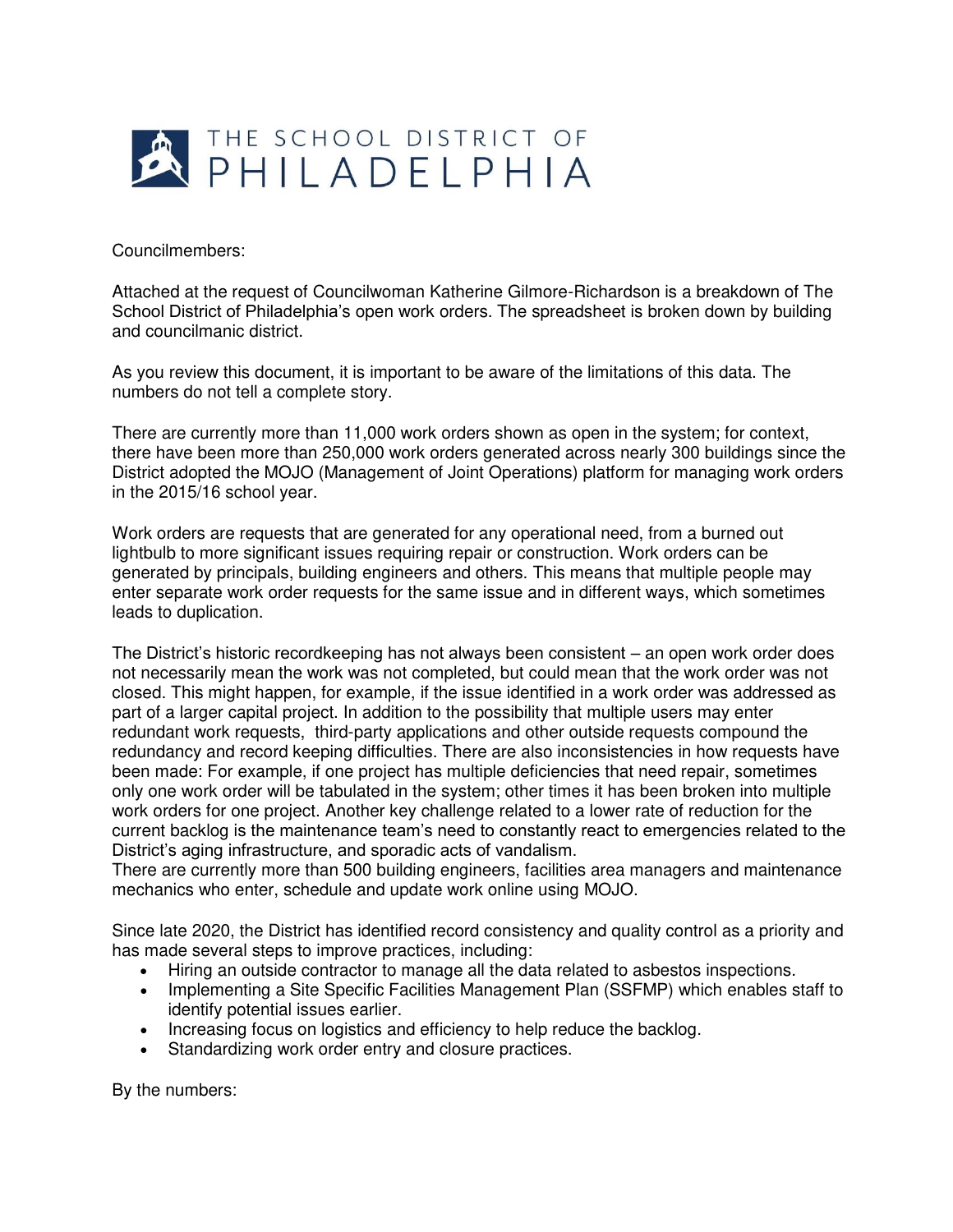# THE SCHOOL DISTRICT OF PHILADELPHIA

Councilmembers:

Attached at the request of Councilwoman Katherine Gilmore-Richardson is a breakdown of The School District of Philadelphia's open work orders. The spreadsheet is broken down by building and councilmanic district.

As you review this document, it is important to be aware of the limitations of this data. The numbers do not tell a complete story.

There are currently more than 11,000 work orders shown as open in the system; for context, there have been more than 250,000 work orders generated across nearly 300 buildings since the District adopted the MOJO (Management of Joint Operations) platform for managing work orders in the 2015/16 school year.

Work orders are requests that are generated for any operational need, from a burned out lightbulb to more significant issues requiring repair or construction. Work orders can be generated by principals, building engineers and others. This means that multiple people may enter separate work order requests for the same issue and in different ways, which sometimes leads to duplication.

The District's historic recordkeeping has not always been consistent – an open work order does not necessarily mean the work was not completed, but could mean that the work order was not closed. This might happen, for example, if the issue identified in a work order was addressed as part of a larger capital project. In addition to the possibility that multiple users may enter redundant work requests, third-party applications and other outside requests compound the redundancy and record keeping difficulties. There are also inconsistencies in how requests have been made: For example, if one project has multiple deficiencies that need repair, sometimes only one work order will be tabulated in the system; other times it has been broken into multiple work orders for one project. Another key challenge related to a lower rate of reduction for the current backlog is the maintenance team's need to constantly react to emergencies related to the District's aging infrastructure, and sporadic acts of vandalism.
There are currently more than 500 building engineers, facilities area managers and maintenance mechanics who enter, schedule and update work online using MOJO.

Since late 2020, the District has identified record consistency and quality control as a priority and has made several steps to improve practices, including:

- Hiring an outside contractor to manage all the data related to asbestos inspections.
- Implementing a Site Specific Facilities Management Plan (SSFMP) which enables staff to identify potential issues earlier.
- Increasing focus on logistics and efficiency to help reduce the backlog.
- Standardizing work order entry and closure practices.

By the numbers: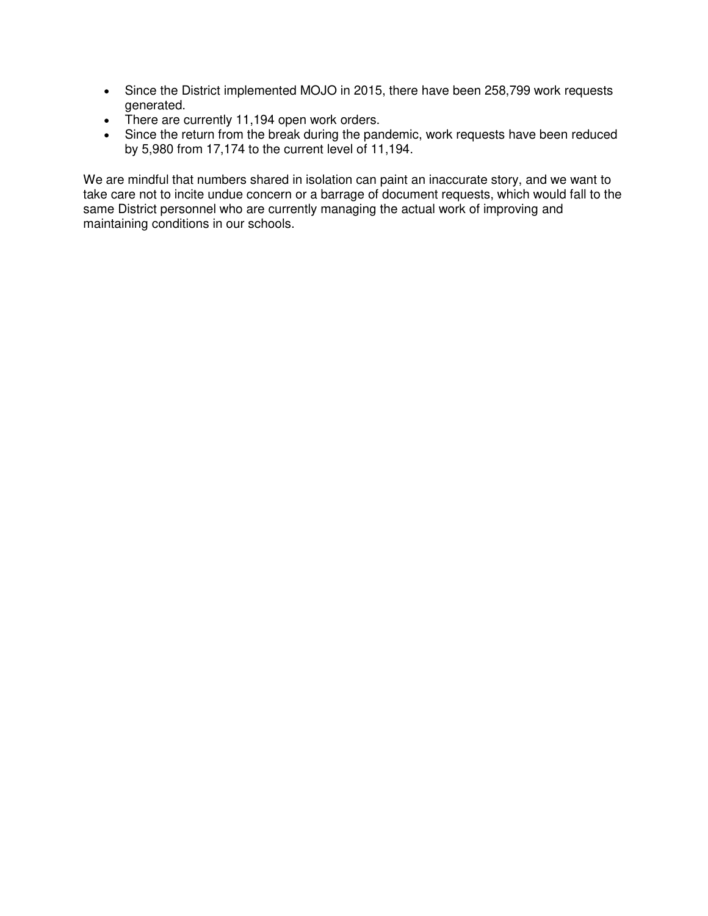- Since the District implemented MOJO in 2015, there have been 258,799 work requests generated.
- There are currently 11,194 open work orders.
- Since the return from the break during the pandemic, work requests have been reduced by 5,980 from 17,174 to the current level of 11,194.

We are mindful that numbers shared in isolation can paint an inaccurate story, and we want to take care not to incite undue concern or a barrage of document requests, which would fall to the same District personnel who are currently managing the actual work of improving and maintaining conditions in our schools.